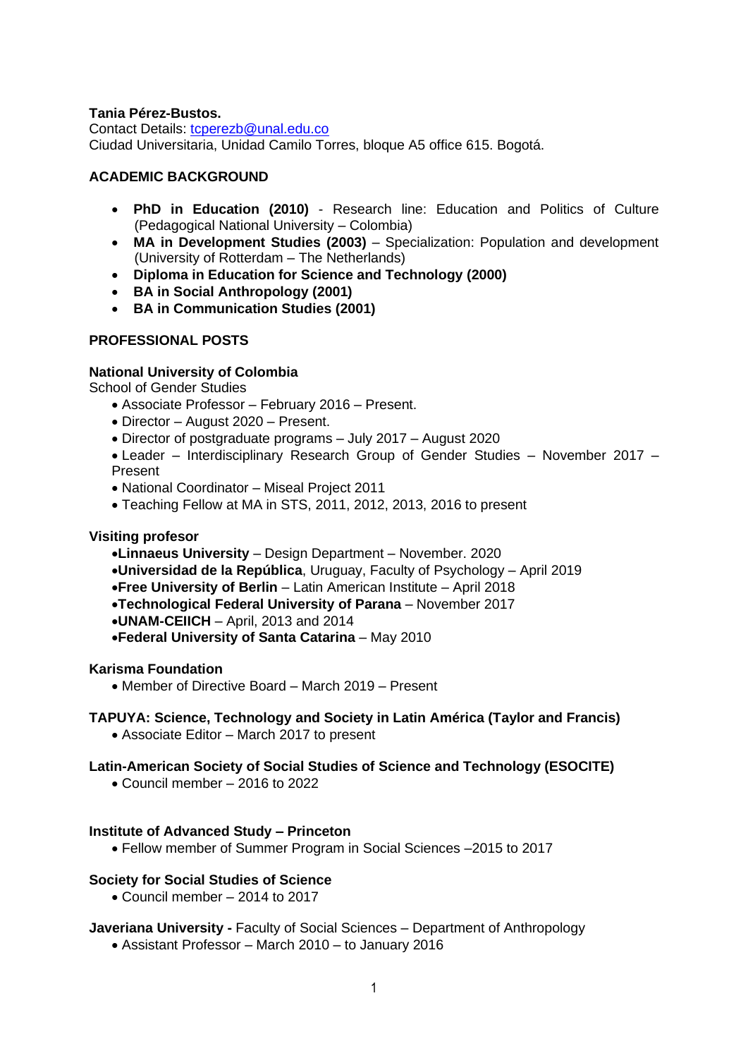**Tania Pérez-Bustos.**
Contact Details: tcperezb@unal.edu.co
Ciudad Universitaria, Unidad Camilo Torres, bloque A5 office 615. Bogotá.

## ACADEMIC BACKGROUND

- **PhD in Education (2010)** - Research line: Education and Politics of Culture (Pedagogical National University – Colombia)
- **MA in Development Studies (2003)** – Specialization: Population and development (University of Rotterdam – The Netherlands)
- **Diploma in Education for Science and Technology (2000)**
- **BA in Social Anthropology (2001)**
- **BA in Communication Studies (2001)**

## PROFESSIONAL POSTS

**National University of Colombia**
School of Gender Studies

- Associate Professor – February 2016 – Present.
- Director – August 2020 – Present.
- Director of postgraduate programs – July 2017 – August 2020
- Leader – Interdisciplinary Research Group of Gender Studies – November 2017 – Present
- National Coordinator – Miseal Project 2011
- Teaching Fellow at MA in STS, 2011, 2012, 2013, 2016 to present

**Visiting profesor**

- **Linnaeus University** – Design Department – November. 2020
- **Universidad de la República**, Uruguay, Faculty of Psychology – April 2019
- **Free University of Berlin** – Latin American Institute – April 2018
- **Technological Federal University of Parana** – November 2017
- **UNAM-CEIICH** – April, 2013 and 2014
- **Federal University of Santa Catarina** – May 2010

**Karisma Foundation**

- Member of Directive Board – March 2019 – Present

**TAPUYA: Science, Technology and Society in Latin América (Taylor and Francis)**

- Associate Editor – March 2017 to present

**Latin-American Society of Social Studies of Science and Technology (ESOCITE)**

- Council member – 2016 to 2022

**Institute of Advanced Study – Princeton**

- Fellow member of Summer Program in Social Sciences –2015 to 2017

**Society for Social Studies of Science**

- Council member – 2014 to 2017

**Javeriana University -** Faculty of Social Sciences – Department of Anthropology

- Assistant Professor – March 2010 – to January 2016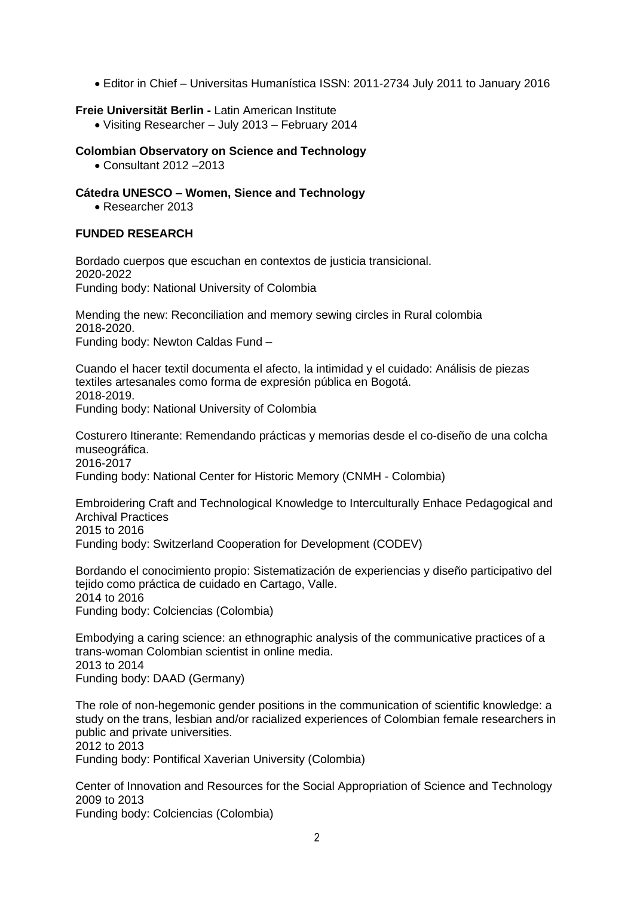- Editor in Chief – Universitas Humanística ISSN: 2011-2734 July 2011 to January 2016

**Freie Universität Berlin -** Latin American Institute

- Visiting Researcher – July 2013 – February 2014

**Colombian Observatory on Science and Technology**

- Consultant 2012 –2013

**Cátedra UNESCO – Women, Sience and Technology**

- Researcher 2013

**FUNDED RESEARCH**

Bordado cuerpos que escuchan en contextos de justicia transicional.
2020-2022
Funding body: National University of Colombia

Mending the new: Reconciliation and memory sewing circles in Rural colombia
2018-2020.
Funding body: Newton Caldas Fund –

Cuando el hacer textil documenta el afecto, la intimidad y el cuidado: Análisis de piezas textiles artesanales como forma de expresión pública en Bogotá.
2018-2019.
Funding body: National University of Colombia

Costurero Itinerante: Remendando prácticas y memorias desde el co-diseño de una colcha museográfica.
2016-2017
Funding body: National Center for Historic Memory (CNMH - Colombia)

Embroidering Craft and Technological Knowledge to Interculturally Enhace Pedagogical and Archival Practices
2015 to 2016
Funding body: Switzerland Cooperation for Development (CODEV)

Bordando el conocimiento propio: Sistematización de experiencias y diseño participativo del tejido como práctica de cuidado en Cartago, Valle.
2014 to 2016
Funding body: Colciencias (Colombia)

Embodying a caring science: an ethnographic analysis of the communicative practices of a trans-woman Colombian scientist in online media.
2013 to 2014
Funding body: DAAD (Germany)

The role of non-hegemonic gender positions in the communication of scientific knowledge: a study on the trans, lesbian and/or racialized experiences of Colombian female researchers in public and private universities.
2012 to 2013
Funding body: Pontifical Xaverian University (Colombia)

Center of Innovation and Resources for the Social Appropriation of Science and Technology
2009 to 2013
Funding body: Colciencias (Colombia)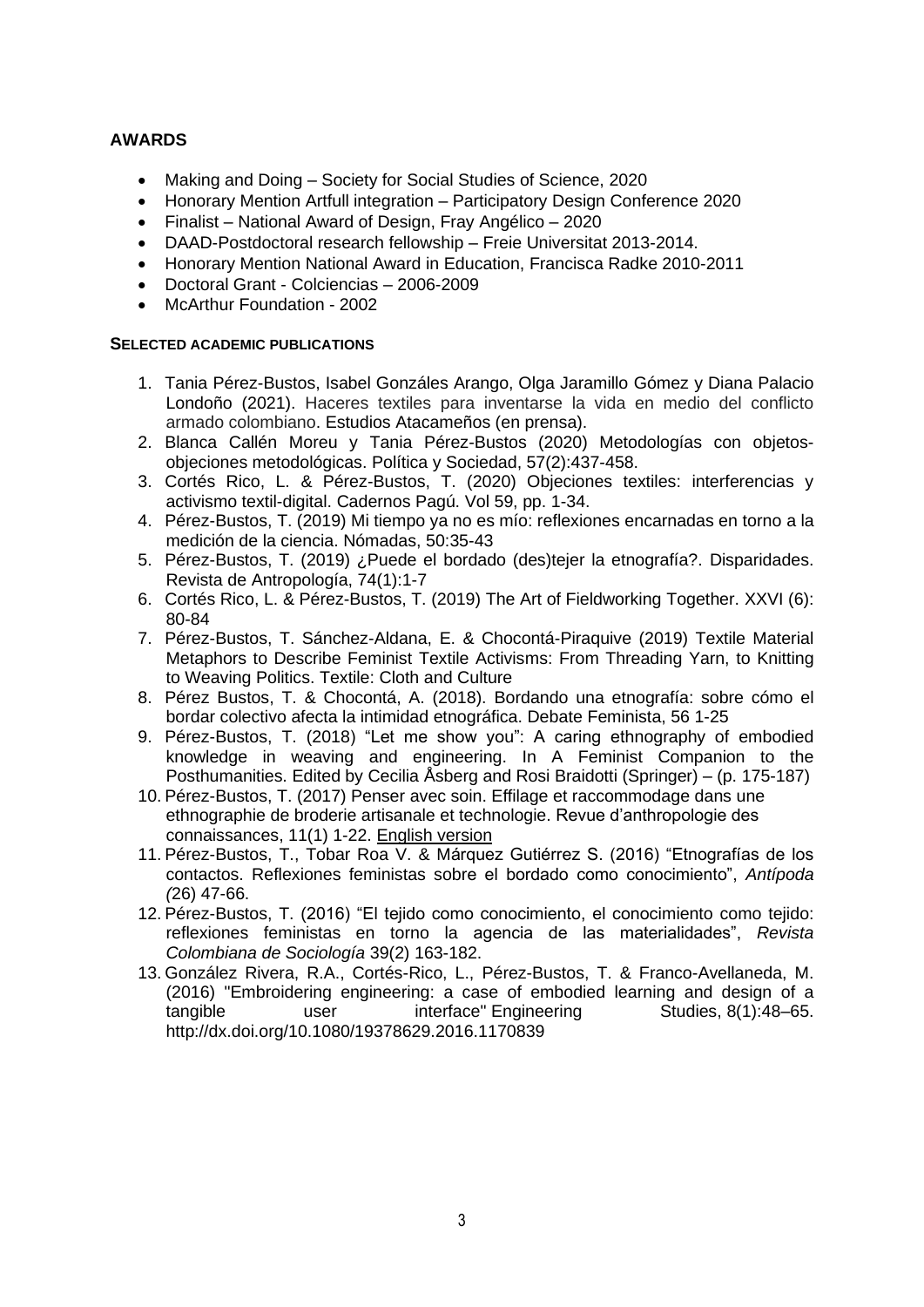## AWARDS

- Making and Doing – Society for Social Studies of Science, 2020
- Honorary Mention Artfull integration – Participatory Design Conference 2020
- Finalist – National Award of Design, Fray Angélico – 2020
- DAAD-Postdoctoral research fellowship – Freie Universitat 2013-2014.
- Honorary Mention National Award in Education, Francisca Radke 2010-2011
- Doctoral Grant - Colciencias – 2006-2009
- McArthur Foundation - 2002

### SELECTED ACADEMIC PUBLICATIONS

1. Tania Pérez-Bustos, Isabel Gonzáles Arango, Olga Jaramillo Gómez y Diana Palacio Londoño (2021). Haceres textiles para inventarse la vida en medio del conflicto armado colombiano. Estudios Atacameños (en prensa).
2. Blanca Callén Moreu y Tania Pérez-Bustos (2020) Metodologías con objetos-objeciones metodológicas. Política y Sociedad, 57(2):437-458.
3. Cortés Rico, L. & Pérez-Bustos, T. (2020) Objeciones textiles: interferencias y activismo textil-digital. Cadernos Pagú. Vol 59, pp. 1-34.
4. Pérez-Bustos, T. (2019) Mi tiempo ya no es mío: reflexiones encarnadas en torno a la medición de la ciencia. Nómadas, 50:35-43
5. Pérez-Bustos, T. (2019) ¿Puede el bordado (des)tejer la etnografía?. Disparidades. Revista de Antropología, 74(1):1-7
6. Cortés Rico, L. & Pérez-Bustos, T. (2019) The Art of Fieldworking Together. XXVI (6): 80-84
7. Pérez-Bustos, T. Sánchez-Aldana, E. & Chocontá-Piraquive (2019) Textile Material Metaphors to Describe Feminist Textile Activisms: From Threading Yarn, to Knitting to Weaving Politics. Textile: Cloth and Culture
8. Pérez Bustos, T. & Chocontá, A. (2018). Bordando una etnografía: sobre cómo el bordar colectivo afecta la intimidad etnográfica. Debate Feminista, 56 1-25
9. Pérez-Bustos, T. (2018) "Let me show you": A caring ethnography of embodied knowledge in weaving and engineering. In A Feminist Companion to the Posthumanities. Edited by Cecilia Åsberg and Rosi Braidotti (Springer) – (p. 175-187)
10. Pérez-Bustos, T. (2017) Penser avec soin. Effilage et raccommodage dans une ethnographie de broderie artisanale et technologie. Revue d'anthropologie des connaissances, 11(1) 1-22. English version
11. Pérez-Bustos, T., Tobar Roa V. & Márquez Gutiérrez S. (2016) "Etnografías de los contactos. Reflexiones feministas sobre el bordado como conocimiento", *Antípoda (*26) 47-66.
12. Pérez-Bustos, T. (2016) "El tejido como conocimiento, el conocimiento como tejido: reflexiones feministas en torno la agencia de las materialidades", *Revista Colombiana de Sociología* 39(2) 163-182.
13. González Rivera, R.A., Cortés-Rico, L., Pérez-Bustos, T. & Franco-Avellaneda, M. (2016) "Embroidering engineering: a case of embodied learning and design of a tangible user interface" Engineering Studies, 8(1):48–65. http://dx.doi.org/10.1080/19378629.2016.1170839